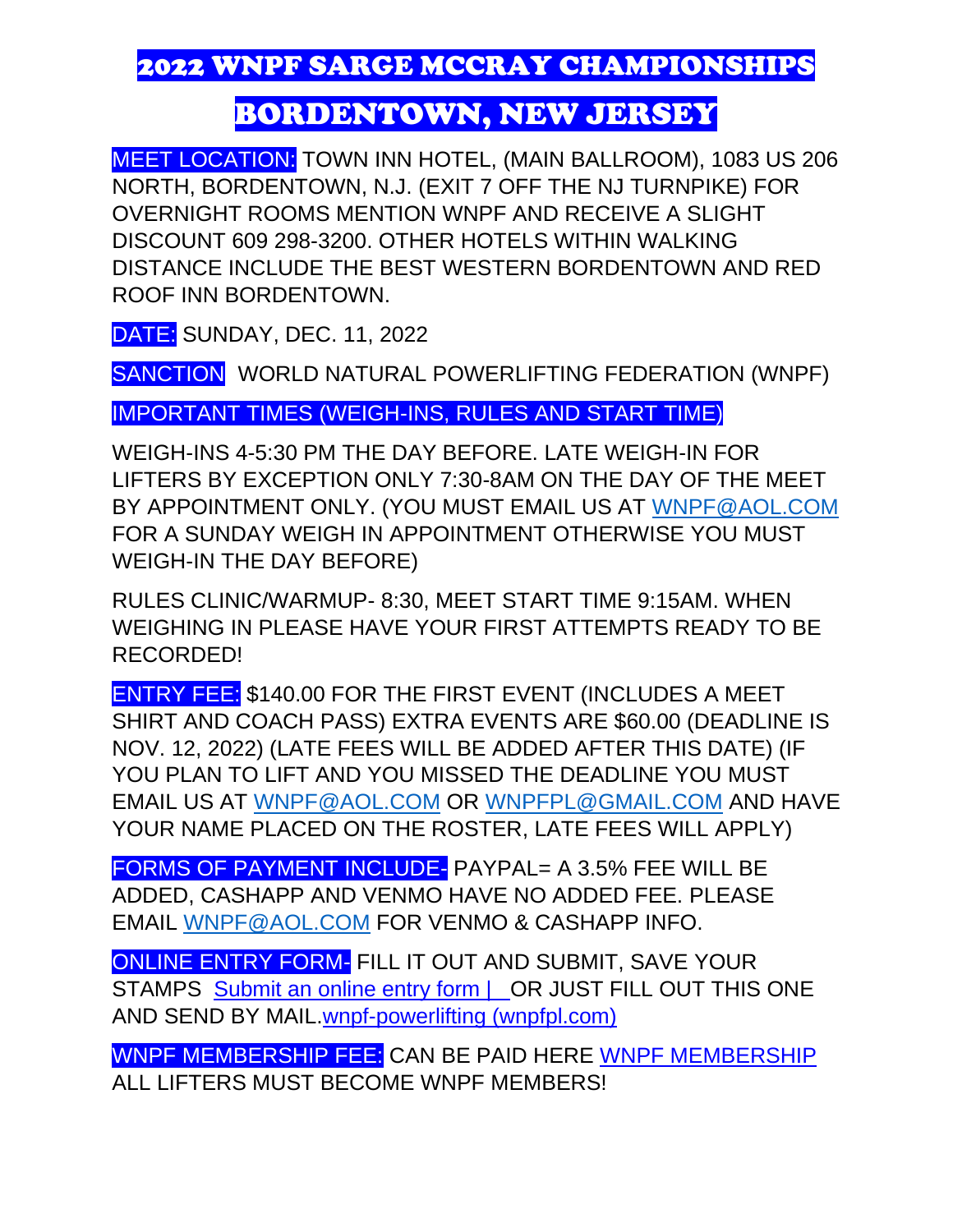# 2022 WNPF SARGE MCCRAY CHAMPIONSHIPS

# BORDENTOWN, NEW JERSEY

**MEET LOCATION:** TOWN INN HOTEL, (MAIN BALLROOM), 1083 US 206 NORTH, BORDENTOWN, N.J. (EXIT 7 OFF THE NJ TURNPIKE) FOR OVERNIGHT ROOMS MENTION WNPF AND RECEIVE A SLIGHT DISCOUNT 609 298-3200. OTHER HOTELS WITHIN WALKING DISTANCE INCLUDE THE BEST WESTERN BORDENTOWN AND RED ROOF INN BORDENTOWN.

**DATE:** SUNDAY, DEC. 11, 2022

**SANCTION** WORLD NATURAL POWERLIFTING FEDERATION (WNPF)

**IMPORTANT TIMES (WEIGH-INS, RULES AND START TIME)**

WEIGH-INS 4-5:30 PM THE DAY BEFORE. LATE WEIGH-IN FOR LIFTERS BY EXCEPTION ONLY 7:30-8AM ON THE DAY OF THE MEET BY APPOINTMENT ONLY. (YOU MUST EMAIL US AT WNPF@AOL.COM FOR A SUNDAY WEIGH IN APPOINTMENT OTHERWISE YOU MUST WEIGH-IN THE DAY BEFORE)

RULES CLINIC/WARMUP- 8:30, MEET START TIME 9:15AM. WHEN WEIGHING IN PLEASE HAVE YOUR FIRST ATTEMPTS READY TO BE RECORDED!

**ENTRY FEE:** $140.00 FOR THE FIRST EVENT (INCLUDES A MEET SHIRT AND COACH PASS) EXTRA EVENTS ARE $60.00 (DEADLINE IS NOV. 12, 2022) (LATE FEES WILL BE ADDED AFTER THIS DATE) (IF YOU PLAN TO LIFT AND YOU MISSED THE DEADLINE YOU MUST EMAIL US AT WNPF@AOL.COM OR WNPFPL@GMAIL.COM AND HAVE YOUR NAME PLACED ON THE ROSTER, LATE FEES WILL APPLY)

**FORMS OF PAYMENT INCLUDE-** PAYPAL= A 3.5% FEE WILL BE ADDED, CASHAPP AND VENMO HAVE NO ADDED FEE. PLEASE EMAIL WNPF@AOL.COM FOR VENMO & CASHAPP INFO.

**ONLINE ENTRY FORM-** FILL IT OUT AND SUBMIT, SAVE YOUR STAMPS Submit an online entry form | OR JUST FILL OUT THIS ONE AND SEND BY MAIL.wnpf-powerlifting (wnpfpl.com)

**WNPF MEMBERSHIP FEE:** CAN BE PAID HERE WNPF MEMBERSHIP ALL LIFTERS MUST BECOME WNPF MEMBERS!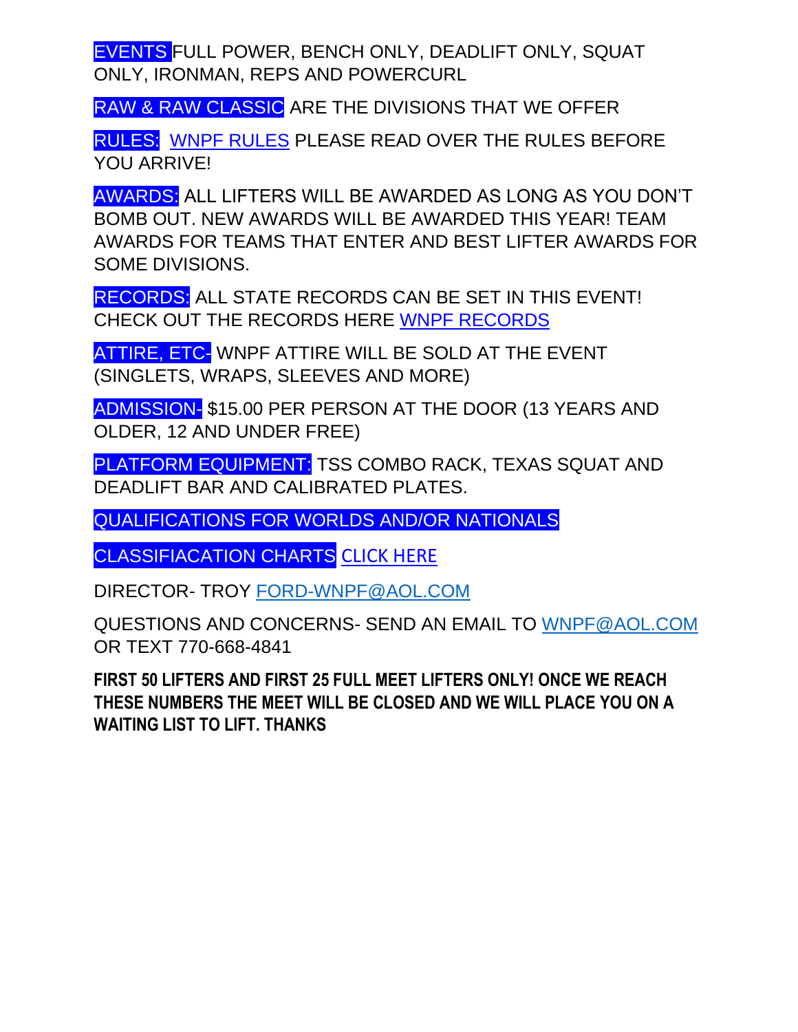EVENTS FULL POWER, BENCH ONLY, DEADLIFT ONLY, SQUAT ONLY, IRONMAN, REPS AND POWERCURL

RAW & RAW CLASSIC ARE THE DIVISIONS THAT WE OFFER

RULES: WNPF RULES PLEASE READ OVER THE RULES BEFORE YOU ARRIVE!

AWARDS: ALL LIFTERS WILL BE AWARDED AS LONG AS YOU DON'T BOMB OUT. NEW AWARDS WILL BE AWARDED THIS YEAR! TEAM AWARDS FOR TEAMS THAT ENTER AND BEST LIFTER AWARDS FOR SOME DIVISIONS.

RECORDS: ALL STATE RECORDS CAN BE SET IN THIS EVENT! CHECK OUT THE RECORDS HERE WNPF RECORDS

ATTIRE, ETC- WNPF ATTIRE WILL BE SOLD AT THE EVENT (SINGLETS, WRAPS, SLEEVES AND MORE)

ADMISSION- $15.00 PER PERSON AT THE DOOR (13 YEARS AND OLDER, 12 AND UNDER FREE)

PLATFORM EQUIPMENT: TSS COMBO RACK, TEXAS SQUAT AND DEADLIFT BAR AND CALIBRATED PLATES.

QUALIFICATIONS FOR WORLDS AND/OR NATIONALS

CLASSIFIACATION CHARTS CLICK HERE

DIRECTOR- TROY FORD-WNPF@AOL.COM

QUESTIONS AND CONCERNS- SEND AN EMAIL TO WNPF@AOL.COM OR TEXT 770-668-4841

**FIRST 50 LIFTERS AND FIRST 25 FULL MEET LIFTERS ONLY! ONCE WE REACH THESE NUMBERS THE MEET WILL BE CLOSED AND WE WILL PLACE YOU ON A WAITING LIST TO LIFT. THANKS**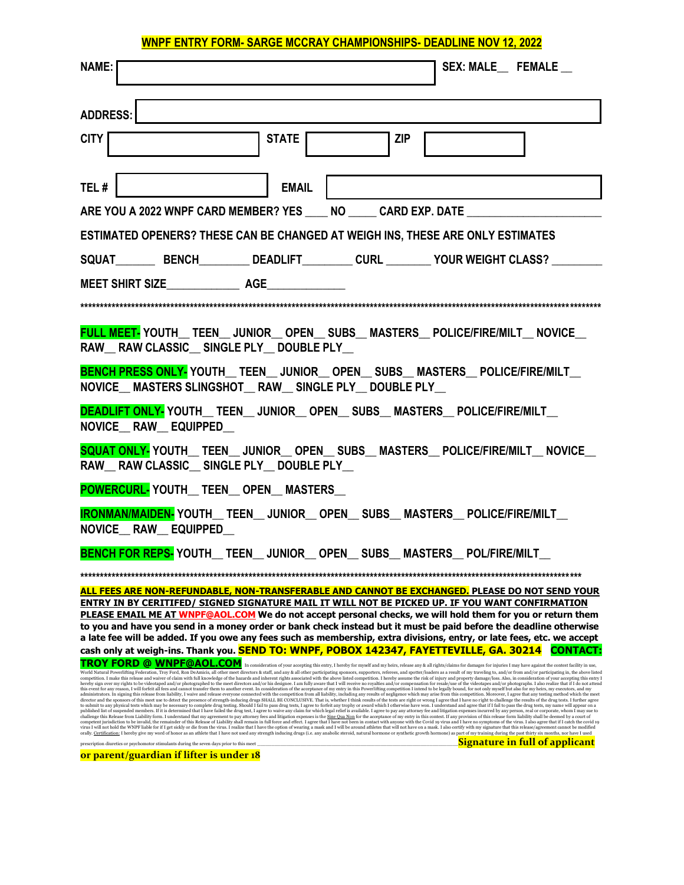# WNPF ENTRY FORM- SARGE MCCRAY CHAMPIONSHIPS- DEADLINE NOV 12, 2022

**NAME:** ________________________________ **SEX: MALE__ FEMALE __**

**ADDRESS:** ________________________________

**CITY** ____________ **STATE** ____________ **ZIP** ____________

**TEL #** ____________ **EMAIL** ________________________________

**ARE YOU A 2022 WNPF CARD MEMBER? YES ____ NO _____ CARD EXP. DATE ____________________**

**ESTIMATED OPENERS? THESE CAN BE CHANGED AT WEIGH INS, THESE ARE ONLY ESTIMATES**

**SQUAT_______ BENCH________ DEADLIFT________ CURL _______ YOUR WEIGHT CLASS? ________**

**MEET SHIRT SIZE____________ AGE_____________**

*******************************************************************************************************************************

**FULL MEET-** YOUTH__ TEEN__ JUNIOR__ OPEN__ SUBS__ MASTERS__ POLICE/FIRE/MILT__ NOVICE__ RAW__ RAW CLASSIC__ SINGLE PLY__ DOUBLE PLY__

**BENCH PRESS ONLY-** YOUTH__ TEEN__ JUNIOR__ OPEN__ SUBS__ MASTERS__ POLICE/FIRE/MILT__ NOVICE__ MASTERS SLINGSHOT__ RAW__ SINGLE PLY__ DOUBLE PLY__

**DEADLIFT ONLY-** YOUTH__ TEEN__ JUNIOR__ OPEN__ SUBS__ MASTERS__ POLICE/FIRE/MILT__ NOVICE__ RAW__ EQUIPPED__

**SQUAT ONLY-** YOUTH__ TEEN__ JUNIOR__ OPEN__ SUBS__ MASTERS__ POLICE/FIRE/MILT__ NOVICE__ RAW__ RAW CLASSIC__ SINGLE PLY__ DOUBLE PLY__

**POWERCURL-** YOUTH__ TEEN__ OPEN__ MASTERS__

**IRONMAN/MAIDEN-** YOUTH__ TEEN__ JUNIOR__ OPEN__ SUBS__ MASTERS__ POLICE/FIRE/MILT__ NOVICE__ RAW__ EQUIPPED__

**BENCH FOR REPS-** YOUTH__ TEEN__ JUNIOR__ OPEN__ SUBS__ MASTERS__ POL/FIRE/MILT__

*******************************************************************************************************************************

**ALL FEES ARE NON-REFUNDABLE, NON-TRANSFERABLE AND CANNOT BE EXCHANGED.** **PLEASE DO NOT SEND YOUR ENTRY IN BY CERITIFED/ SIGNED SIGNATURE MAIL IT WILL NOT BE PICKED UP. IF YOU WANT CONFIRMATION PLEASE EMAIL ME AT WNPF@AOL.COM** **We do not accept personal checks, we will hold them for you or return them to you and have you send in a money order or bank check instead but it must be paid before the deadline otherwise a late fee will be added. If you owe any fees such as membership, extra divisions, entry, or late fees, etc. we accept cash only at weigh-ins. Thank you.** **SEND TO: WNPF, POBOX 142347, FAYETTEVILLE, GA. 30214** **CONTACT: TROY FORD @ WNPF@AOL.COM**

In consideration of your accepting this entry, I hereby for myself and my heirs, release any & all rights/claims for damages for injuries I may have against the contest facility in use, World Natural Powerlifting Federation, Troy Ford, Ron DeAmicis, all other meet directors & staff, and any & all other participating sponsors, supporters, referees, and spotter/loaders as a result of my traveling to, and/or from and/or participating in, the above listed competition. I make this release and waiver of claim with full knowledge of the hazards and inherent rights associated with the above listed competition. I hereby assume the risk of injury and property damage/loss. Also, in consideration of your accepting this entry I hereby sign over my rights to be videotaped and/or photographed to the meet directors and/or his designee. I am fully aware that I will receive no royalties and/or compensation for resale/use of the videotapes and/or photographs. I also realize that if I do not attend this event for any reason, I will forfeit all fees and cannot transfer them to another event. In consideration of the acceptance of my entry in this Powerlifting competition I intend to be legally bound, for not only myself but also for my heirs, my executors, and my administrators. In signing this release from liability, I waive and release everyone connected with the competition from all liability, including any results of negligence which may arise from this competition. Moreover, I agree that any testing method which the meet director and the sponsors of this meet use to detect the presence of strength-inducing drugs SHALL BE CONCLUSIVE. That is, whether I think results of the tests are right or wrong I agree that I have no right to challenge the results of the drug tests. I further agree to submit to any physical tests which may be necessary to complete drug testing. Should I fail to pass drug tests, I agree to forfeit any trophy or award which I otherwise have won. I understand and agree that if I fail to pass the drug tests, my name will appear on a published list of suspended members. If it is determined that I have failed the drug test, I agree to waive any claim for which legal relief is available. I agree to pay any attorney fee and litigation expenses incurred by any person, real or corporate, whom I may sue to challenge this Release from Liability form. I understand that my agreement to pay attorney fees and litigation expenses is the Sine Qua Non for the acceptance of my entry in this contest. If any provision of this release form liability shall be deemed by a court of competent jurisdiction to be invalid, the remainder of this Release of Liability shall remain in full force and effect. I agree that I have not been in contact with anyone with the Covid 19 virus and I have no symptoms of the virus. I also agree that if I catch the covid 19 virus I will not hold the WNPF liable for if I get sickly or die from the virus. I realize that I have the option of wearing a mask and I will be around athletes that will not have on a mask. I also certify with my signature that this release/agreement cannot be modified orally. Certification: I hereby give my word of honor as an athlete that I have not used any strength inducing drugs (i.e. any anabolic steroid, natural hormone or synthetic growth hormone) as part of my training during the past thirty six months, nor have I used prescription diuretics or psychomotor stimulants during the seven days prior to this meet ________________________________ **Signature in full of applicant or parent/guardian if lifter is under 18**